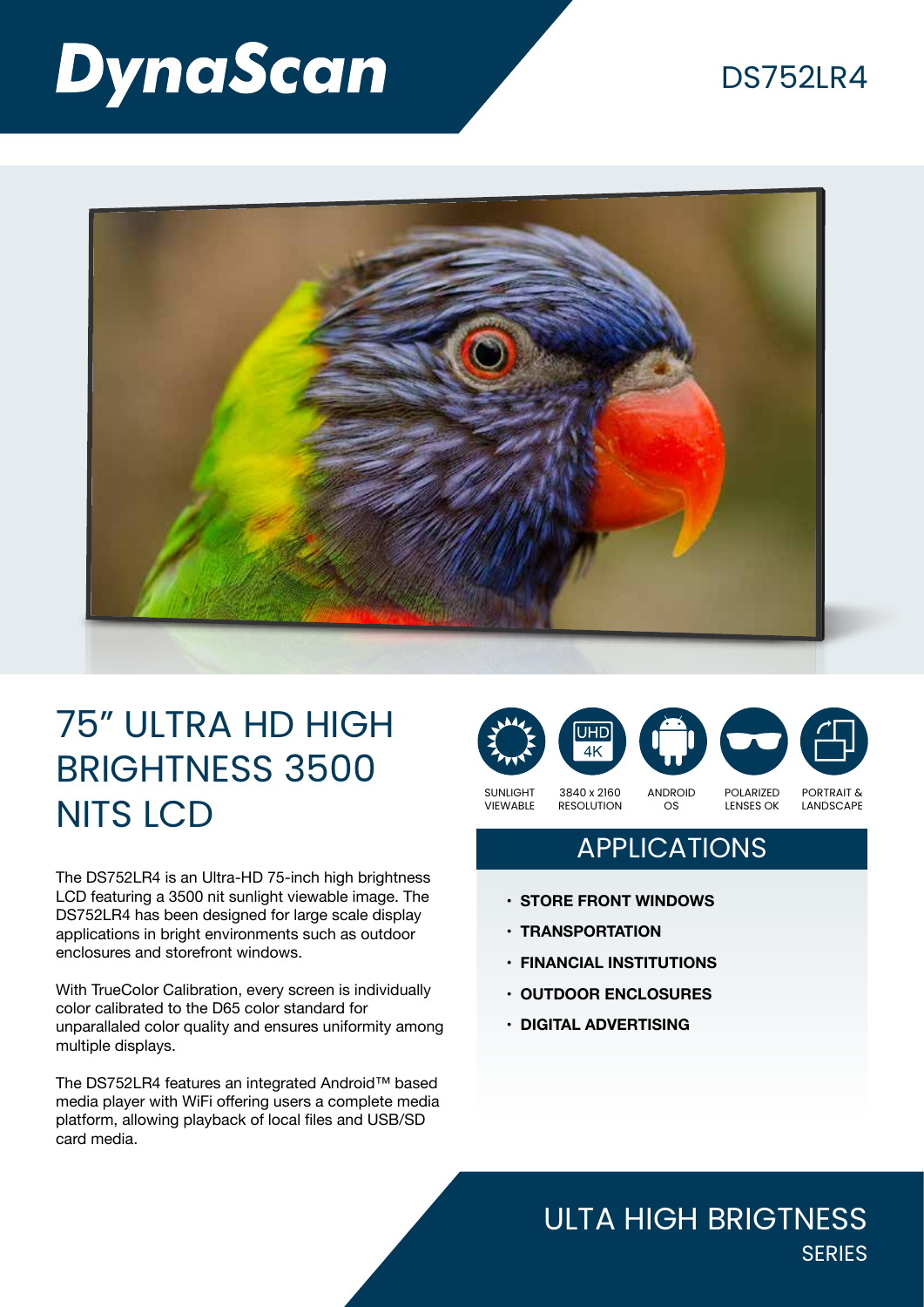# DynaScan

DS752LR4

# 75" ULTRA HD HIGH BRIGHTNESS 3500 NITS LCD

SUNLIGHT VIEWABLE | 3840 x 2160 RESOLUTION | ANDROID OS | POLARIZED LENSES OK | PORTRAIT & LANDSCAPE

The DS752LR4 is an Ultra-HD 75-inch high brightness LCD featuring a 3500 nit sunlight viewable image. The DS752LR4 has been designed for large scale display applications in bright environments such as outdoor enclosures and storefront windows.

With TrueColor Calibration, every screen is individually color calibrated to the D65 color standard for unparallaled color quality and ensures uniformity among multiple displays.

The DS752LR4 features an integrated Android™ based media player with WiFi offering users a complete media platform, allowing playback of local files and USB/SD card media.

## APPLICATIONS

- **STORE FRONT WINDOWS**
- **TRANSPORTATION**
- **FINANCIAL INSTITUTIONS**
- **OUTDOOR ENCLOSURES**
- **DIGITAL ADVERTISING**

ULTA HIGH BRIGTNESS SERIES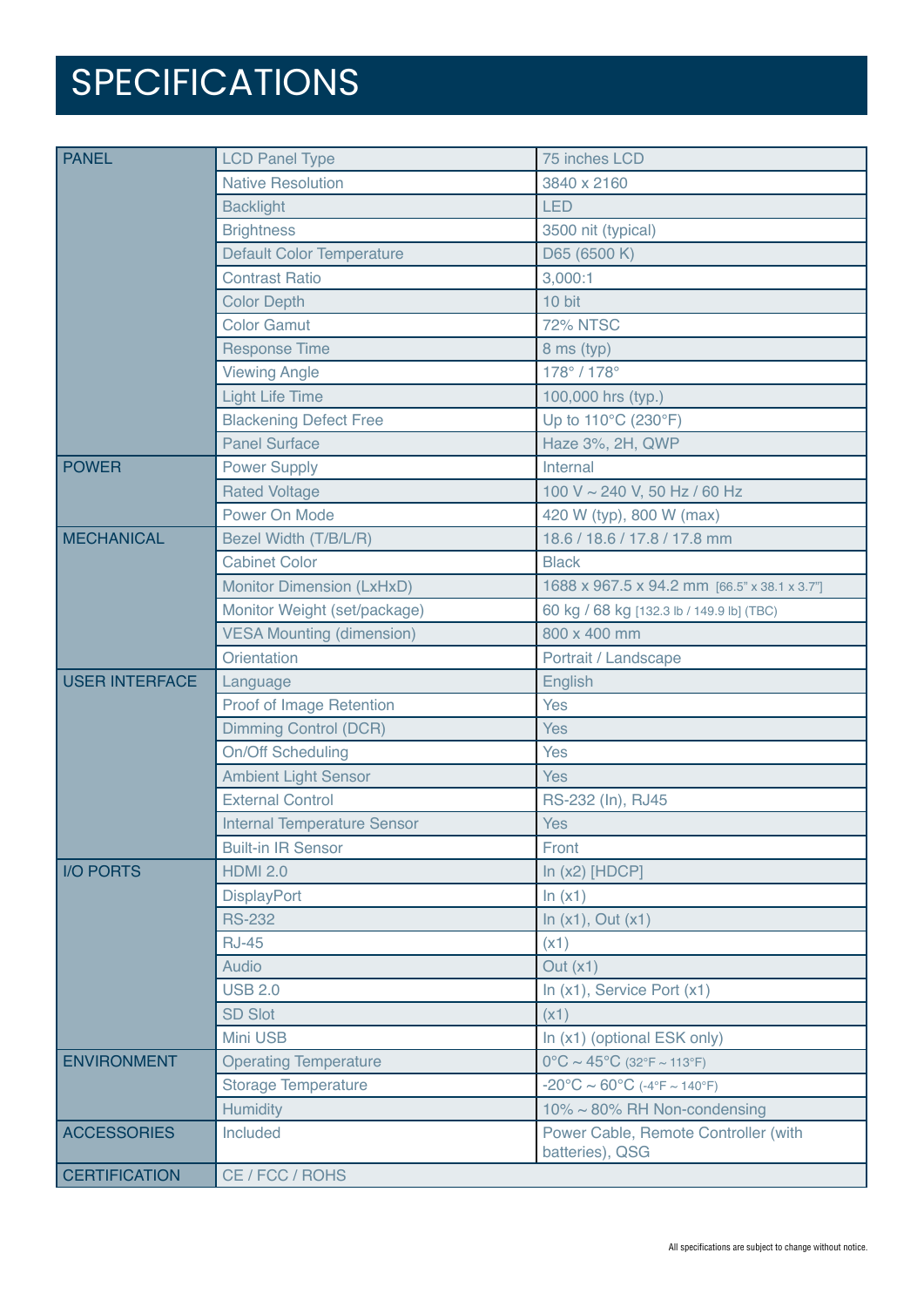# SPECIFICATIONS

| | | |
|---|---|---|
| PANEL | LCD Panel Type | 75 inches LCD |
| | Native Resolution | 3840 x 2160 |
| | Backlight | LED |
| | Brightness | 3500 nit (typical) |
| | Default Color Temperature | D65 (6500 K) |
| | Contrast Ratio | 3,000:1 |
| | Color Depth | 10 bit |
| | Color Gamut | 72% NTSC |
| | Response Time | 8 ms (typ) |
| | Viewing Angle | 178° / 178° |
| | Light Life Time | 100,000 hrs (typ.) |
| | Blackening Defect Free | Up to 110°C (230°F) |
| | Panel Surface | Haze 3%, 2H, QWP |
| POWER | Power Supply | Internal |
| | Rated Voltage | 100 V ~ 240 V, 50 Hz / 60 Hz |
| | Power On Mode | 420 W (typ), 800 W (max) |
| MECHANICAL | Bezel Width (T/B/L/R) | 18.6 / 18.6 / 17.8 / 17.8 mm |
| | Cabinet Color | Black |
| | Monitor Dimension (LxHxD) | 1688 x 967.5 x 94.2 mm [66.5" x 38.1 x 3.7"] |
| | Monitor Weight (set/package) | 60 kg / 68 kg [132.3 lb / 149.9 lb] (TBC) |
| | VESA Mounting (dimension) | 800 x 400 mm |
| | Orientation | Portrait / Landscape |
| USER INTERFACE | Language | English |
| | Proof of Image Retention | Yes |
| | Dimming Control (DCR) | Yes |
| | On/Off Scheduling | Yes |
| | Ambient Light Sensor | Yes |
| | External Control | RS-232 (In), RJ45 |
| | Internal Temperature Sensor | Yes |
| | Built-in IR Sensor | Front |
| I/O PORTS | HDMI 2.0 | In (x2) [HDCP] |
| | DisplayPort | In (x1) |
| | RS-232 | In (x1), Out (x1) |
| | RJ-45 | (x1) |
| | Audio | Out (x1) |
| | USB 2.0 | In (x1), Service Port (x1) |
| | SD Slot | (x1) |
| | Mini USB | In (x1) (optional ESK only) |
| ENVIRONMENT | Operating Temperature | 0°C ~ 45°C (32°F ~ 113°F) |
| | Storage Temperature | -20°C ~ 60°C (-4°F ~ 140°F) |
| | Humidity | 10% ~ 80% RH Non-condensing |
| ACCESSORIES | Included | Power Cable, Remote Controller (with batteries), QSG |
| CERTIFICATION | CE / FCC / ROHS | |

All specifications are subject to change without notice.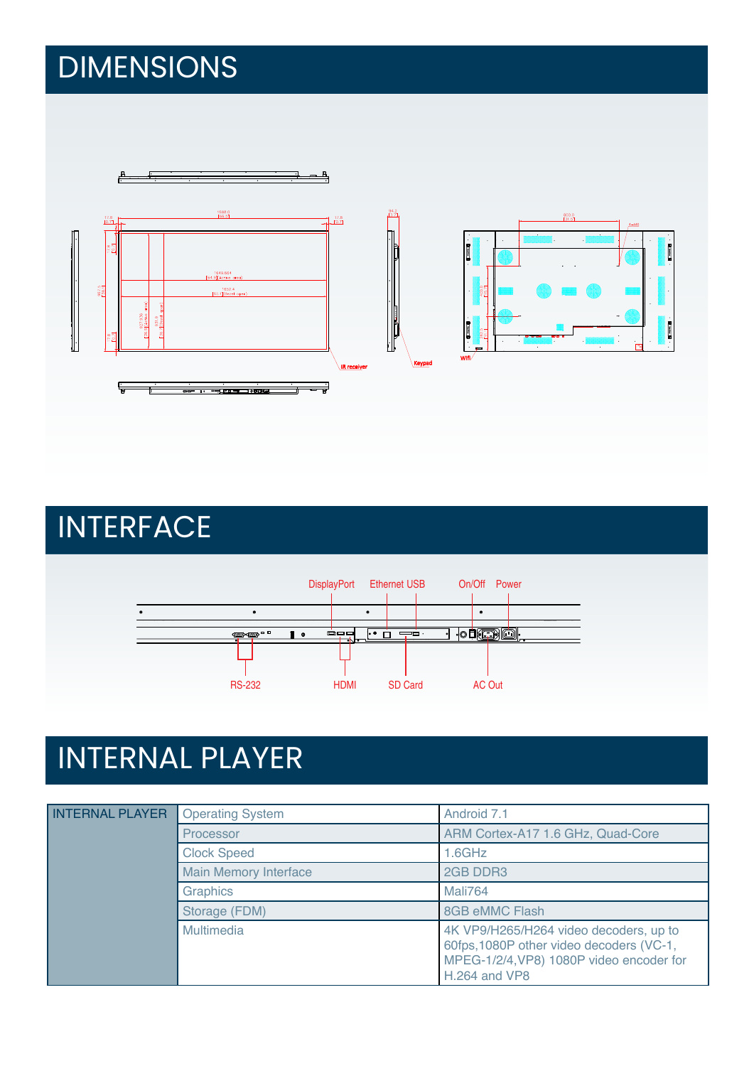# DIMENSIONS

# INTERFACE

# INTERNAL PLAYER

| INTERNAL PLAYER | | |
|---|---|---|
| INTERNAL PLAYER | Operating System | Android 7.1 |
| | Processor | ARM Cortex-A17 1.6 GHz, Quad-Core |
| | Clock Speed | 1.6GHz |
| | Main Memory Interface | 2GB DDR3 |
| | Graphics | Mali764 |
| | Storage (FDM) | 8GB eMMC Flash |
| | Multimedia | 4K VP9/H265/H264 video decoders, up to 60fps,1080P other video decoders (VC-1, MPEG-1/2/4,VP8) 1080P video encoder for H.264 and VP8 |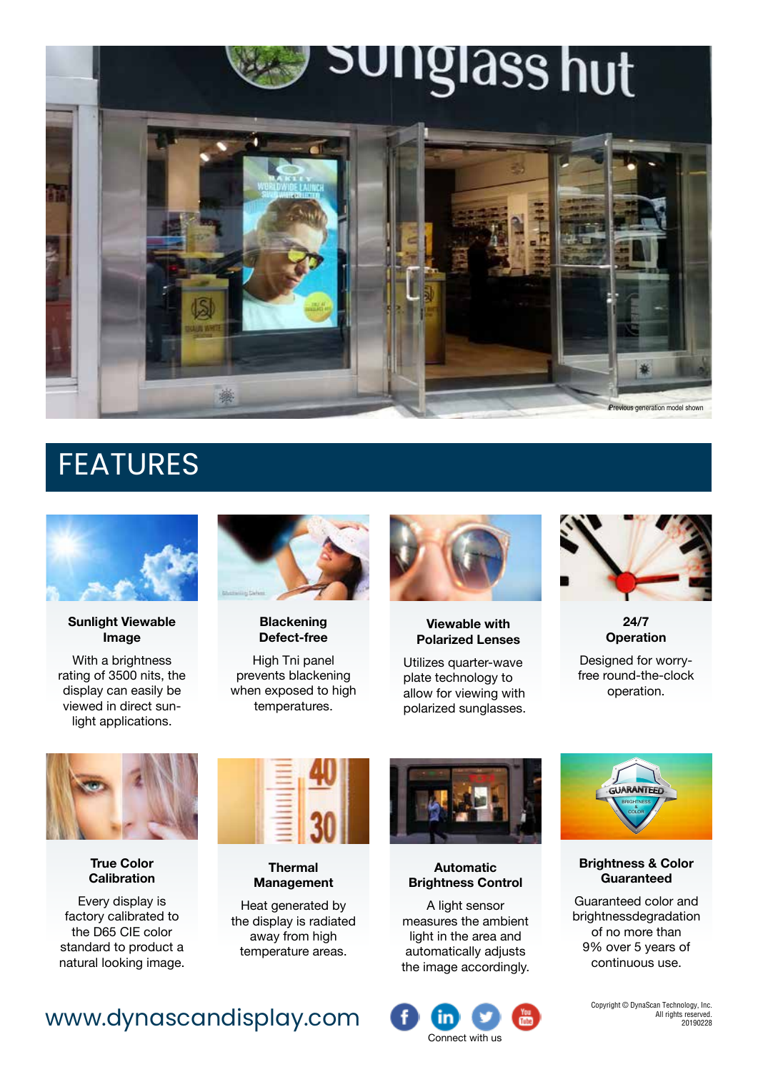Previous generation model shown

## FEATURES

**Sunlight Viewable Image**

With a brightness rating of 3500 nits, the display can easily be viewed in direct sun-light applications.

**Blackening Defect-free**

High Tni panel prevents blackening when exposed to high temperatures.

**Viewable with Polarized Lenses**

Utilizes quarter-wave plate technology to allow for viewing with polarized sunglasses.

**24/7 Operation**

Designed for worry-free round-the-clock operation.

**True Color Calibration**

Every display is factory calibrated to the D65 CIE color standard to product a natural looking image.

**Thermal Management**

Heat generated by the display is radiated away from high temperature areas.

**Automatic Brightness Control**

A light sensor measures the ambient light in the area and automatically adjusts the image accordingly.

**Brightness & Color Guaranteed**

Guaranteed color and brightnessdegradation of no more than 9% over 5 years of continuous use.

www.dynascandisplay.com

Connect with us

Copyright © DynaScan Technology, Inc.
All rights reserved.
20190228